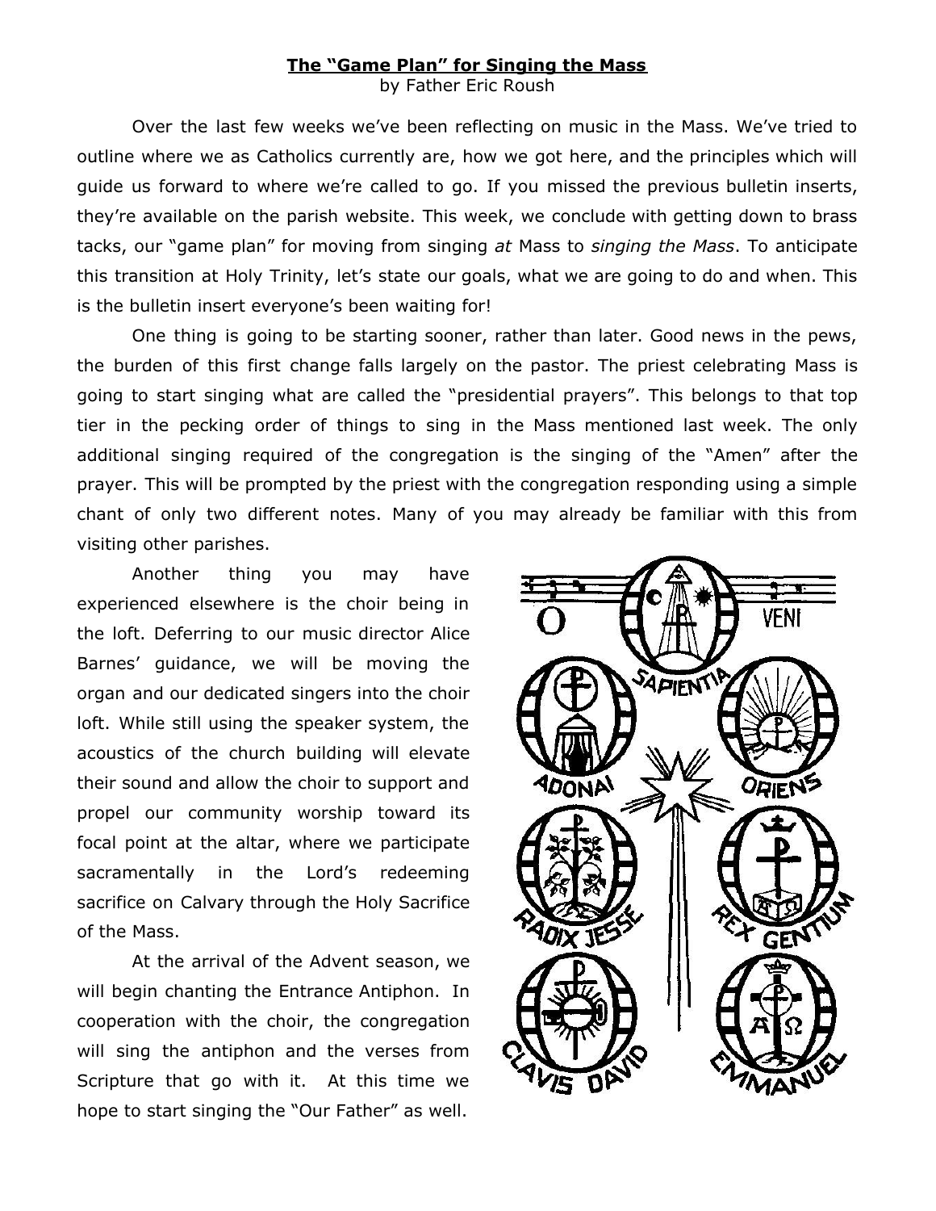**The "Game Plan" for Singing the Mass**

by Father Eric Roush

Over the last few weeks we've been reflecting on music in the Mass. We've tried to outline where we as Catholics currently are, how we got here, and the principles which will guide us forward to where we're called to go. If you missed the previous bulletin inserts, they're available on the parish website. This week, we conclude with getting down to brass tacks, our "game plan" for moving from singing *at* Mass to *singing the Mass*. To anticipate this transition at Holy Trinity, let's state our goals, what we are going to do and when. This is the bulletin insert everyone's been waiting for!

One thing is going to be starting sooner, rather than later. Good news in the pews, the burden of this first change falls largely on the pastor. The priest celebrating Mass is going to start singing what are called the "presidential prayers". This belongs to that top tier in the pecking order of things to sing in the Mass mentioned last week. The only additional singing required of the congregation is the singing of the "Amen" after the prayer. This will be prompted by the priest with the congregation responding using a simple chant of only two different notes. Many of you may already be familiar with this from visiting other parishes.

Another thing you may have experienced elsewhere is the choir being in the loft. Deferring to our music director Alice Barnes' guidance, we will be moving the organ and our dedicated singers into the choir loft. While still using the speaker system, the acoustics of the church building will elevate their sound and allow the choir to support and propel our community worship toward its focal point at the altar, where we participate sacramentally in the Lord's redeeming sacrifice on Calvary through the Holy Sacrifice of the Mass.

At the arrival of the Advent season, we will begin chanting the Entrance Antiphon. In cooperation with the choir, the congregation will sing the antiphon and the verses from Scripture that go with it. At this time we hope to start singing the "Our Father" as well.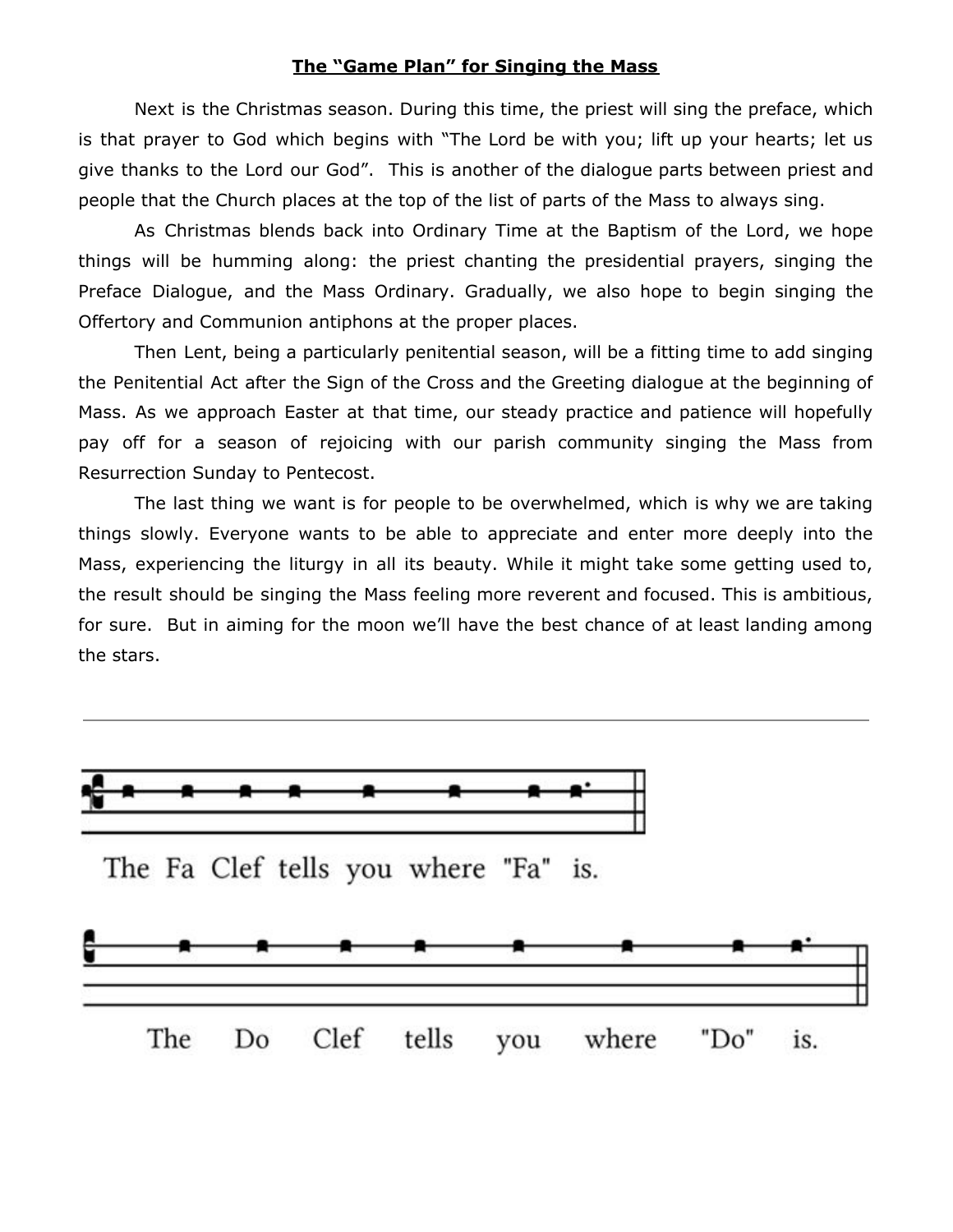## The "Game Plan" for Singing the Mass

Next is the Christmas season. During this time, the priest will sing the preface, which is that prayer to God which begins with "The Lord be with you; lift up your hearts; let us give thanks to the Lord our God". This is another of the dialogue parts between priest and people that the Church places at the top of the list of parts of the Mass to always sing.

As Christmas blends back into Ordinary Time at the Baptism of the Lord, we hope things will be humming along: the priest chanting the presidential prayers, singing the Preface Dialogue, and the Mass Ordinary. Gradually, we also hope to begin singing the Offertory and Communion antiphons at the proper places.

Then Lent, being a particularly penitential season, will be a fitting time to add singing the Penitential Act after the Sign of the Cross and the Greeting dialogue at the beginning of Mass. As we approach Easter at that time, our steady practice and patience will hopefully pay off for a season of rejoicing with our parish community singing the Mass from Resurrection Sunday to Pentecost.

The last thing we want is for people to be overwhelmed, which is why we are taking things slowly. Everyone wants to be able to appreciate and enter more deeply into the Mass, experiencing the liturgy in all its beauty. While it might take some getting used to, the result should be singing the Mass feeling more reverent and focused. This is ambitious, for sure. But in aiming for the moon we'll have the best chance of at least landing among the stars.

---

The Fa Clef tells you where "Fa" is.

The Do Clef tells you where "Do" is.